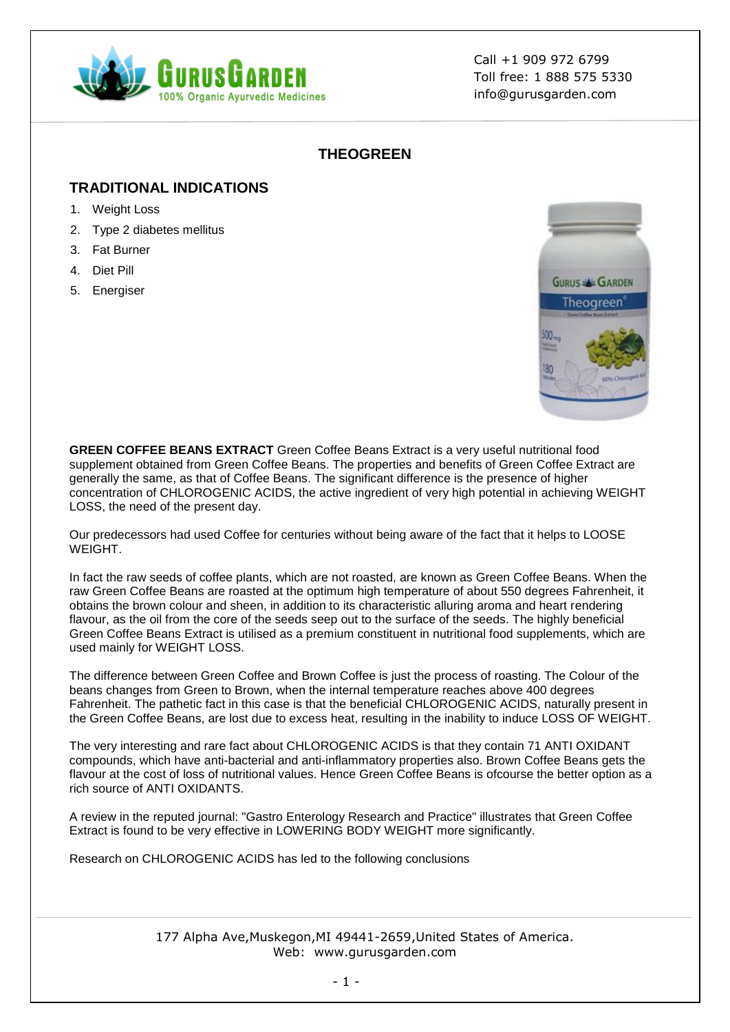Call +1 909 972 6799
Toll free: 1 888 575 5330
info@gurusgarden.com

# THEOGREEN

## TRADITIONAL INDICATIONS

1. Weight Loss
2. Type 2 diabetes mellitus
3. Fat Burner
4. Diet Pill
5. Energiser

**GREEN COFFEE BEANS EXTRACT** Green Coffee Beans Extract is a very useful nutritional food supplement obtained from Green Coffee Beans. The properties and benefits of Green Coffee Extract are generally the same, as that of Coffee Beans. The significant difference is the presence of higher concentration of CHLOROGENIC ACIDS, the active ingredient of very high potential in achieving WEIGHT LOSS, the need of the present day.

Our predecessors had used Coffee for centuries without being aware of the fact that it helps to LOOSE WEIGHT.

In fact the raw seeds of coffee plants, which are not roasted, are known as Green Coffee Beans. When the raw Green Coffee Beans are roasted at the optimum high temperature of about 550 degrees Fahrenheit, it obtains the brown colour and sheen, in addition to its characteristic alluring aroma and heart rendering flavour, as the oil from the core of the seeds seep out to the surface of the seeds. The highly beneficial Green Coffee Beans Extract is utilised as a premium constituent in nutritional food supplements, which are used mainly for WEIGHT LOSS.

The difference between Green Coffee and Brown Coffee is just the process of roasting. The Colour of the beans changes from Green to Brown, when the internal temperature reaches above 400 degrees Fahrenheit. The pathetic fact in this case is that the beneficial CHLOROGENIC ACIDS, naturally present in the Green Coffee Beans, are lost due to excess heat, resulting in the inability to induce LOSS OF WEIGHT.

The very interesting and rare fact about CHLOROGENIC ACIDS is that they contain 71 ANTI OXIDANT compounds, which have anti-bacterial and anti-inflammatory properties also. Brown Coffee Beans gets the flavour at the cost of loss of nutritional values. Hence Green Coffee Beans is ofcourse the better option as a rich source of ANTI OXIDANTS.

A review in the reputed journal: "Gastro Enterology Research and Practice" illustrates that Green Coffee Extract is found to be very effective in LOWERING BODY WEIGHT more significantly.

Research on CHLOROGENIC ACIDS has led to the following conclusions

177 Alpha Ave,Muskegon,MI 49441-2659,United States of America.
Web: www.gurusgarden.com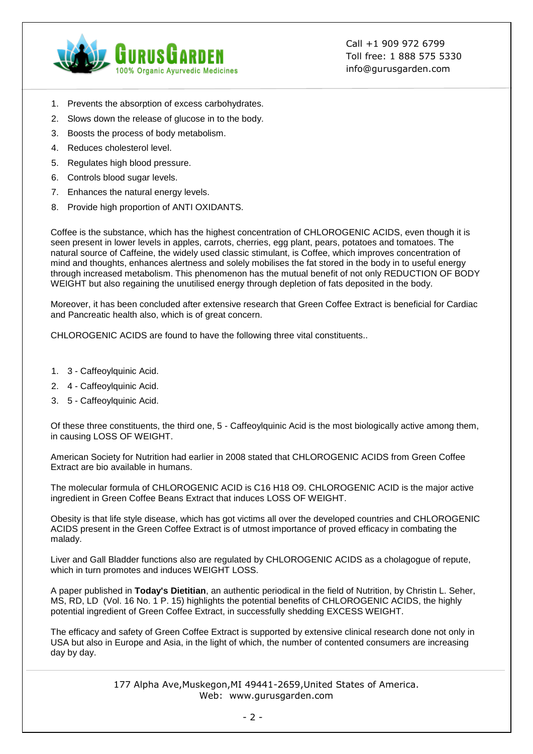1. Prevents the absorption of excess carbohydrates.
2. Slows down the release of glucose in to the body.
3. Boosts the process of body metabolism.
4. Reduces cholesterol level.
5. Regulates high blood pressure.
6. Controls blood sugar levels.
7. Enhances the natural energy levels.
8. Provide high proportion of ANTI OXIDANTS.

Coffee is the substance, which has the highest concentration of CHLOROGENIC ACIDS, even though it is seen present in lower levels in apples, carrots, cherries, egg plant, pears, potatoes and tomatoes. The natural source of Caffeine, the widely used classic stimulant, is Coffee, which improves concentration of mind and thoughts, enhances alertness and solely mobilises the fat stored in the body in to useful energy through increased metabolism. This phenomenon has the mutual benefit of not only REDUCTION OF BODY WEIGHT but also regaining the unutilised energy through depletion of fats deposited in the body.

Moreover, it has been concluded after extensive research that Green Coffee Extract is beneficial for Cardiac and Pancreatic health also, which is of great concern.

CHLOROGENIC ACIDS are found to have the following three vital constituents..

1. 3 - Caffeoylquinic Acid.
2. 4 - Caffeoylquinic Acid.
3. 5 - Caffeoylquinic Acid.

Of these three constituents, the third one, 5 - Caffeoylquinic Acid is the most biologically active among them, in causing LOSS OF WEIGHT.

American Society for Nutrition had earlier in 2008 stated that CHLOROGENIC ACIDS from Green Coffee Extract are bio available in humans.

The molecular formula of CHLOROGENIC ACID is $C_{16}H_{18}O_9$. CHLOROGENIC ACID is the major active ingredient in Green Coffee Beans Extract that induces LOSS OF WEIGHT.

Obesity is that life style disease, which has got victims all over the developed countries and CHLOROGENIC ACIDS present in the Green Coffee Extract is of utmost importance of proved efficacy in combating the malady.

Liver and Gall Bladder functions also are regulated by CHLOROGENIC ACIDS as a cholagogue of repute, which in turn promotes and induces WEIGHT LOSS.

A paper published in **Today's Dietitian**, an authentic periodical in the field of Nutrition, by Christin L. Seher, MS, RD, LD (Vol. 16 No. 1 P. 15) highlights the potential benefits of CHLOROGENIC ACIDS, the highly potential ingredient of Green Coffee Extract, in successfully shedding EXCESS WEIGHT.

The efficacy and safety of Green Coffee Extract is supported by extensive clinical research done not only in USA but also in Europe and Asia, in the light of which, the number of contented consumers are increasing day by day.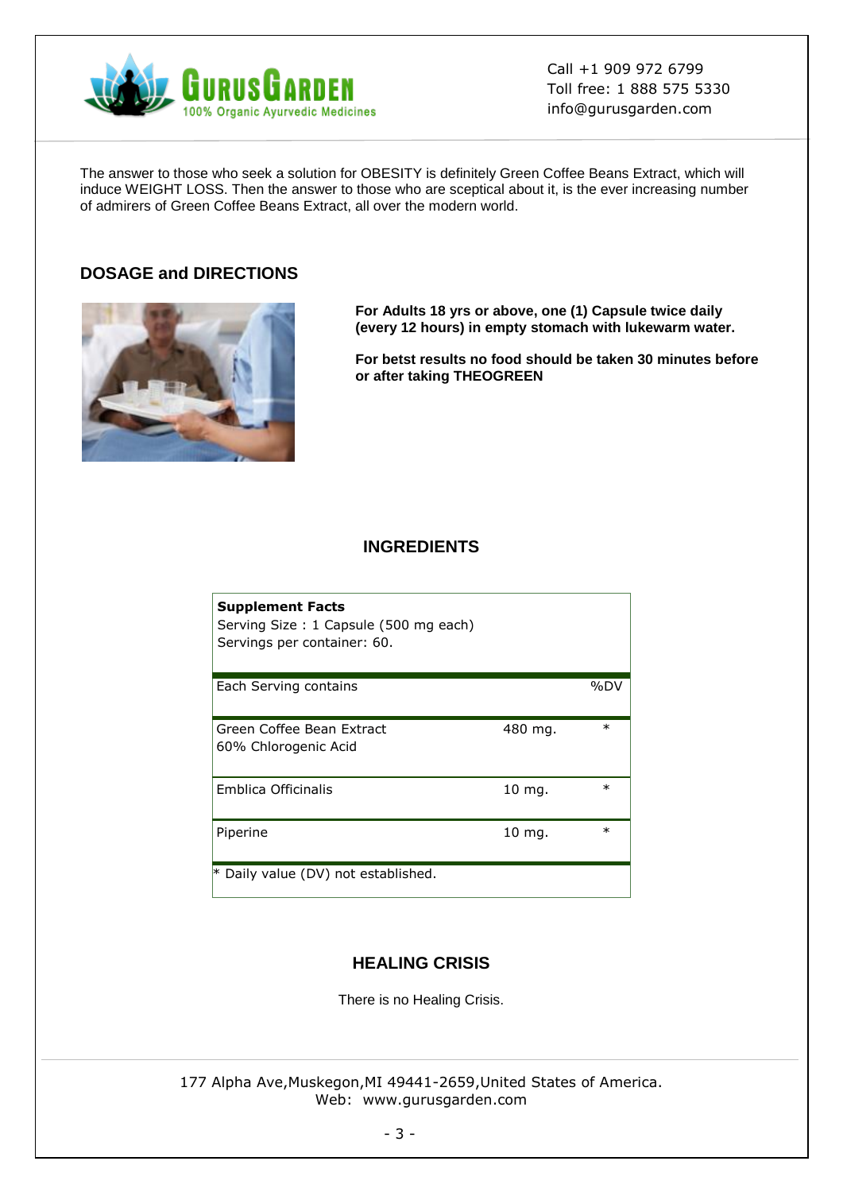The answer to those who seek a solution for OBESITY is definitely Green Coffee Beans Extract, which will induce WEIGHT LOSS. Then the answer to those who are sceptical about it, is the ever increasing number of admirers of Green Coffee Beans Extract, all over the modern world.

## DOSAGE and DIRECTIONS

**For Adults 18 yrs or above, one (1) Capsule twice daily (every 12 hours) in empty stomach with lukewarm water.**

**For betst results no food should be taken 30 minutes before or after taking THEOGREEN**

## INGREDIENTS

**Supplement Facts**
Serving Size : 1 Capsule (500 mg each)
Servings per container: 60.

| Each Serving contains | | %DV |
|---|---|---|
| Green Coffee Bean Extract 60% Chlorogenic Acid | 480 mg. | * |
| Emblica Officinalis | 10 mg. | * |
| Piperine | 10 mg. | * |

* Daily value (DV) not established.

## HEALING CRISIS

There is no Healing Crisis.

177 Alpha Ave,Muskegon,MI 49441-2659,United States of America.
Web: www.gurusgarden.com